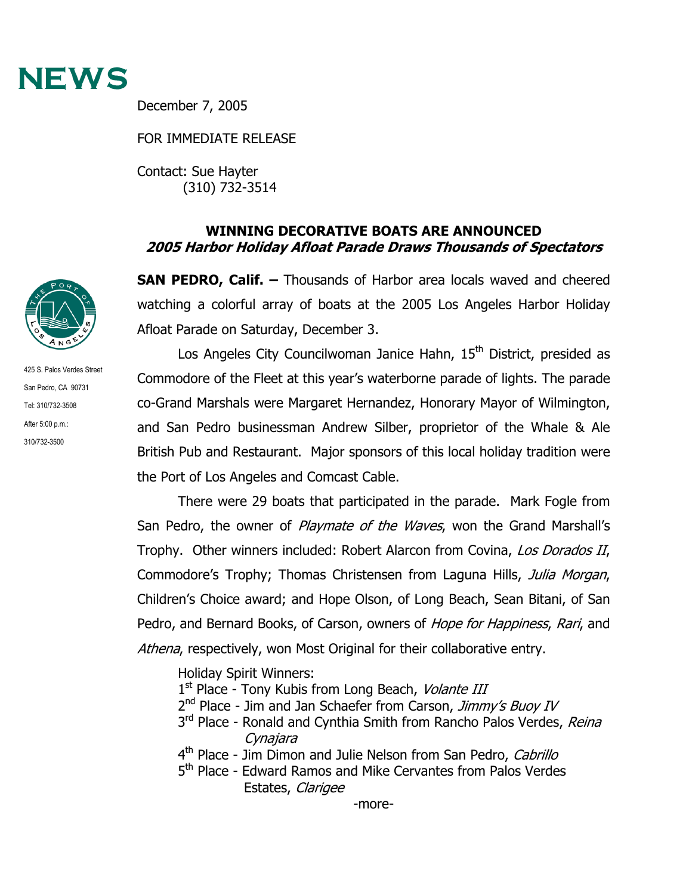# NEWS

December 7, 2005

FOR IMMEDIATE RELEASE

Contact: Sue Hayter
(310) 732-3514

425 S. Palos Verdes Street
San Pedro, CA 90731
Tel: 310/732-3508
After 5:00 p.m.:
310/732-3500

## WINNING DECORATIVE BOATS ARE ANNOUNCED
### *2005 Harbor Holiday Afloat Parade Draws Thousands of Spectators*

**SAN PEDRO, Calif. –** Thousands of Harbor area locals waved and cheered watching a colorful array of boats at the 2005 Los Angeles Harbor Holiday Afloat Parade on Saturday, December 3.

Los Angeles City Councilwoman Janice Hahn, 15th District, presided as Commodore of the Fleet at this year's waterborne parade of lights. The parade co-Grand Marshals were Margaret Hernandez, Honorary Mayor of Wilmington, and San Pedro businessman Andrew Silber, proprietor of the Whale & Ale British Pub and Restaurant. Major sponsors of this local holiday tradition were the Port of Los Angeles and Comcast Cable.

There were 29 boats that participated in the parade. Mark Fogle from San Pedro, the owner of *Playmate of the Waves*, won the Grand Marshall's Trophy. Other winners included: Robert Alarcon from Covina, *Los Dorados II*, Commodore's Trophy; Thomas Christensen from Laguna Hills, *Julia Morgan*, Children's Choice award; and Hope Olson, of Long Beach, Sean Bitani, of San Pedro, and Bernard Books, of Carson, owners of *Hope for Happiness*, *Rari*, and *Athena*, respectively, won Most Original for their collaborative entry.

Holiday Spirit Winners:
1st Place - Tony Kubis from Long Beach, *Volante III*
2nd Place - Jim and Jan Schaefer from Carson, *Jimmy's Buoy IV*
3rd Place - Ronald and Cynthia Smith from Rancho Palos Verdes, *Reina Cynajara*
4th Place - Jim Dimon and Julie Nelson from San Pedro, *Cabrillo*
5th Place - Edward Ramos and Mike Cervantes from Palos Verdes Estates, *Clarigee*

-more-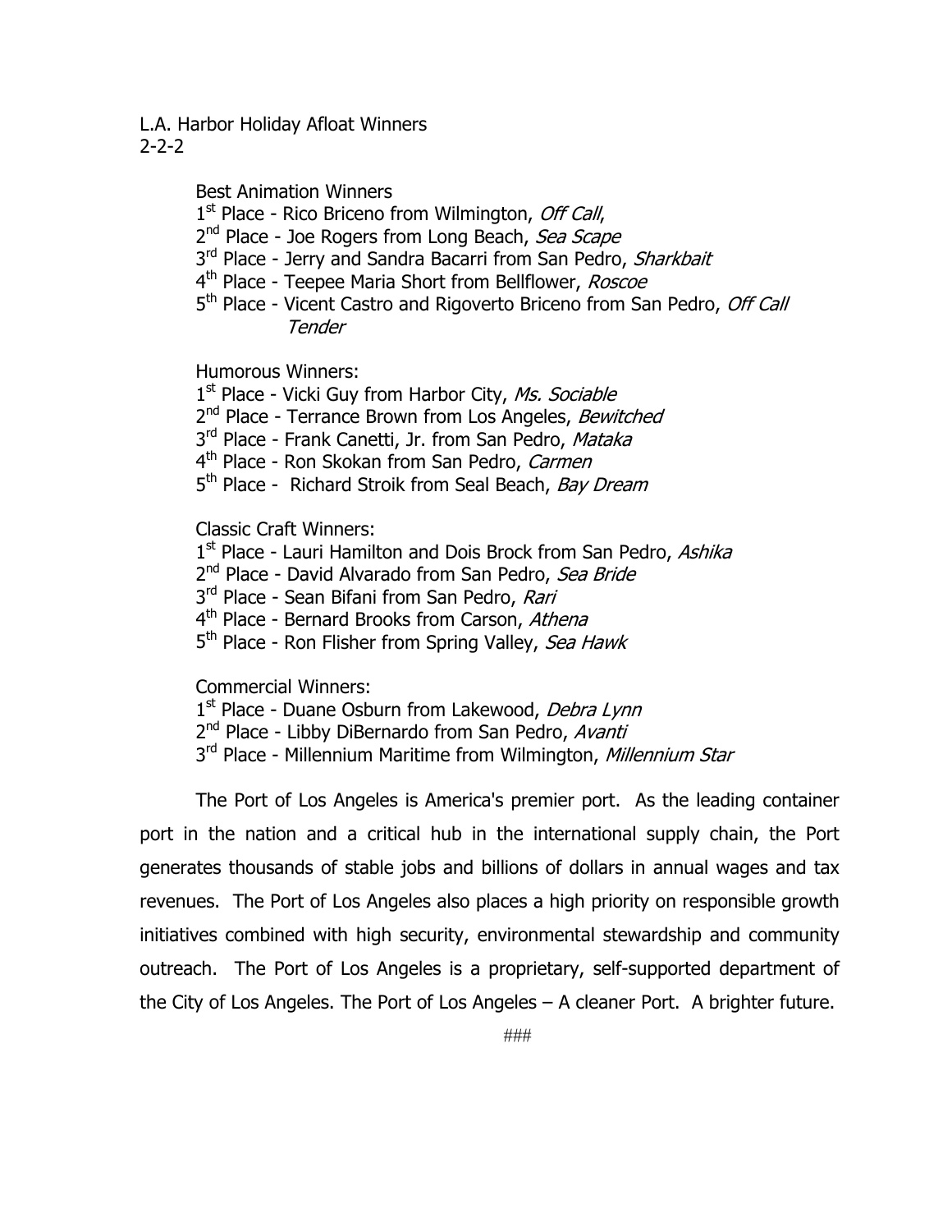Best Animation Winners

1st Place - Rico Briceno from Wilmington, *Off Call*,
2nd Place - Joe Rogers from Long Beach, *Sea Scape*
3rd Place - Jerry and Sandra Bacarri from San Pedro, *Sharkbait*
4th Place - Teepee Maria Short from Bellflower, *Roscoe*
5th Place - Vicent Castro and Rigoverto Briceno from San Pedro, *Off Call Tender*

Humorous Winners:

1st Place - Vicki Guy from Harbor City, *Ms. Sociable*
2nd Place - Terrance Brown from Los Angeles, *Bewitched*
3rd Place - Frank Canetti, Jr. from San Pedro, *Mataka*
4th Place - Ron Skokan from San Pedro, *Carmen*
5th Place - Richard Stroik from Seal Beach, *Bay Dream*

Classic Craft Winners:

1st Place - Lauri Hamilton and Dois Brock from San Pedro, *Ashika*
2nd Place - David Alvarado from San Pedro, *Sea Bride*
3rd Place - Sean Bifani from San Pedro, *Rari*
4th Place - Bernard Brooks from Carson, *Athena*
5th Place - Ron Flisher from Spring Valley, *Sea Hawk*

Commercial Winners:

1st Place - Duane Osburn from Lakewood, *Debra Lynn*
2nd Place - Libby DiBernardo from San Pedro, *Avanti*
3rd Place - Millennium Maritime from Wilmington, *Millennium Star*

The Port of Los Angeles is America's premier port. As the leading container port in the nation and a critical hub in the international supply chain, the Port generates thousands of stable jobs and billions of dollars in annual wages and tax revenues. The Port of Los Angeles also places a high priority on responsible growth initiatives combined with high security, environmental stewardship and community outreach. The Port of Los Angeles is a proprietary, self-supported department of the City of Los Angeles. The Port of Los Angeles – A cleaner Port. A brighter future.

###